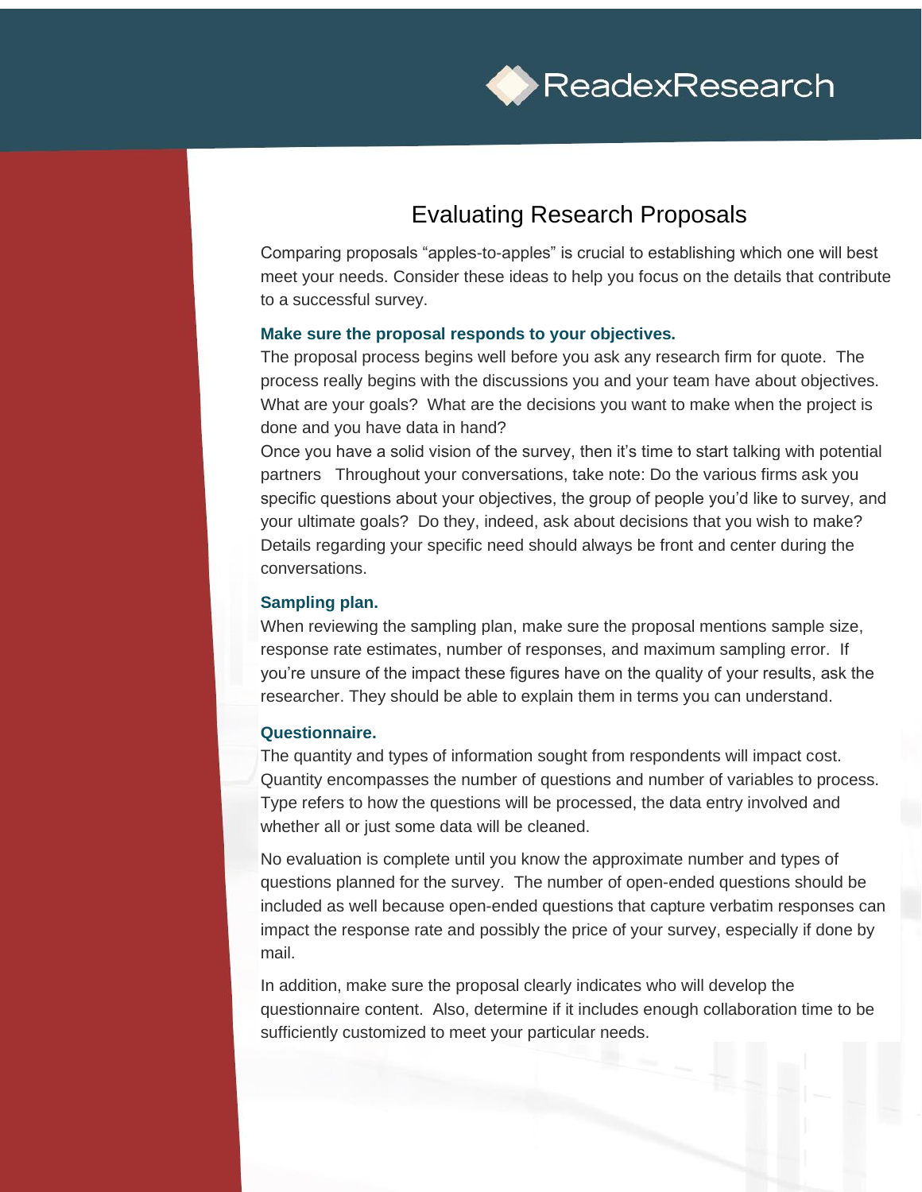# Evaluating Research Proposals

Comparing proposals "apples-to-apples" is crucial to establishing which one will best meet your needs. Consider these ideas to help you focus on the details that contribute to a successful survey.

### Make sure the proposal responds to your objectives.

The proposal process begins well before you ask any research firm for quote. The process really begins with the discussions you and your team have about objectives. What are your goals? What are the decisions you want to make when the project is done and you have data in hand?

Once you have a solid vision of the survey, then it's time to start talking with potential partners Throughout your conversations, take note: Do the various firms ask you specific questions about your objectives, the group of people you'd like to survey, and your ultimate goals? Do they, indeed, ask about decisions that you wish to make? Details regarding your specific need should always be front and center during the conversations.

### Sampling plan.

When reviewing the sampling plan, make sure the proposal mentions sample size, response rate estimates, number of responses, and maximum sampling error. If you're unsure of the impact these figures have on the quality of your results, ask the researcher. They should be able to explain them in terms you can understand.

### Questionnaire.

The quantity and types of information sought from respondents will impact cost. Quantity encompasses the number of questions and number of variables to process. Type refers to how the questions will be processed, the data entry involved and whether all or just some data will be cleaned.

No evaluation is complete until you know the approximate number and types of questions planned for the survey. The number of open-ended questions should be included as well because open-ended questions that capture verbatim responses can impact the response rate and possibly the price of your survey, especially if done by mail.

In addition, make sure the proposal clearly indicates who will develop the questionnaire content. Also, determine if it includes enough collaboration time to be sufficiently customized to meet your particular needs.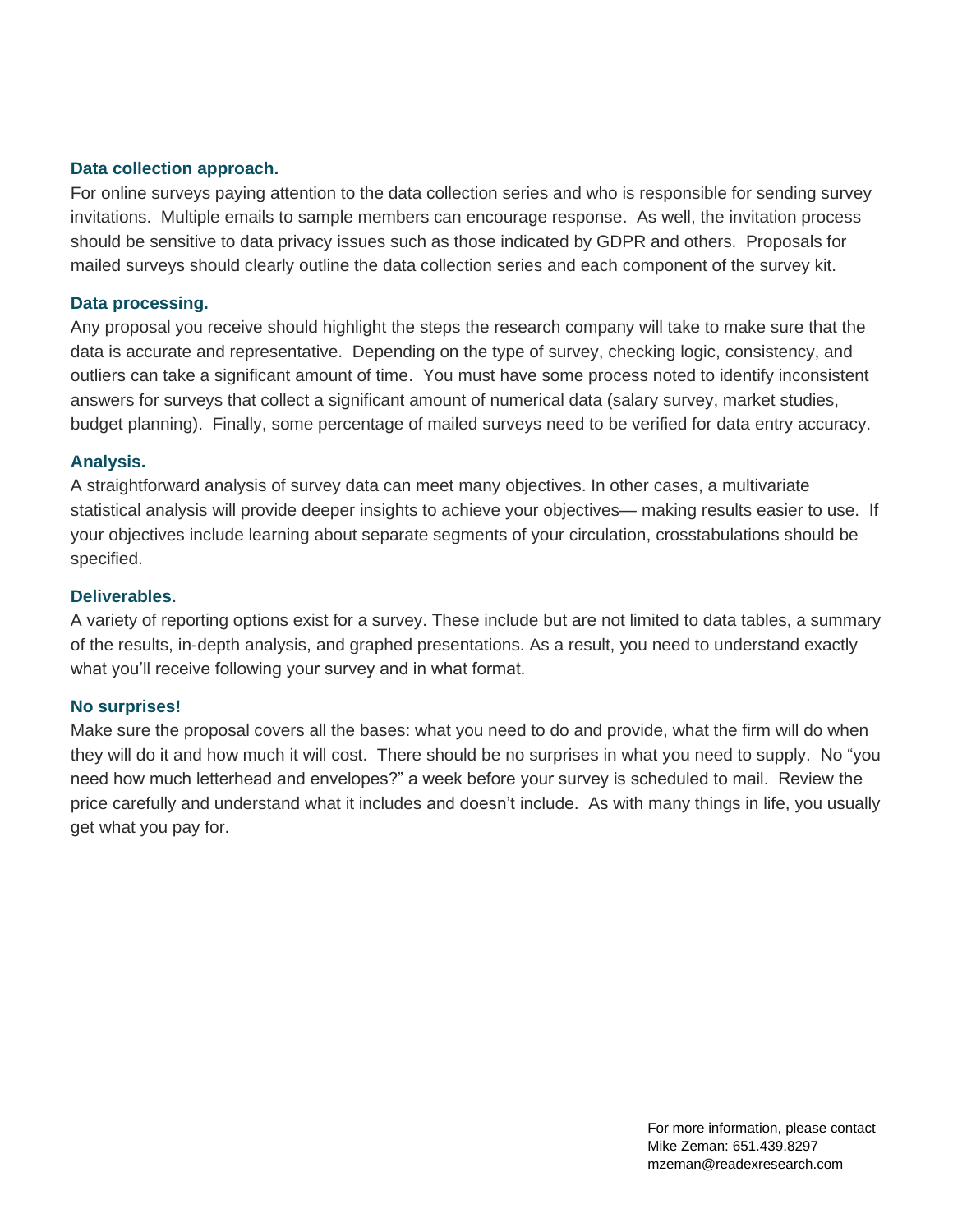**Data collection approach.**

For online surveys paying attention to the data collection series and who is responsible for sending survey invitations. Multiple emails to sample members can encourage response. As well, the invitation process should be sensitive to data privacy issues such as those indicated by GDPR and others. Proposals for mailed surveys should clearly outline the data collection series and each component of the survey kit.

**Data processing.**

Any proposal you receive should highlight the steps the research company will take to make sure that the data is accurate and representative. Depending on the type of survey, checking logic, consistency, and outliers can take a significant amount of time. You must have some process noted to identify inconsistent answers for surveys that collect a significant amount of numerical data (salary survey, market studies, budget planning). Finally, some percentage of mailed surveys need to be verified for data entry accuracy.

**Analysis.**

A straightforward analysis of survey data can meet many objectives. In other cases, a multivariate statistical analysis will provide deeper insights to achieve your objectives— making results easier to use. If your objectives include learning about separate segments of your circulation, crosstabulations should be specified.

**Deliverables.**

A variety of reporting options exist for a survey. These include but are not limited to data tables, a summary of the results, in-depth analysis, and graphed presentations. As a result, you need to understand exactly what you'll receive following your survey and in what format.

**No surprises!**

Make sure the proposal covers all the bases: what you need to do and provide, what the firm will do when they will do it and how much it will cost. There should be no surprises in what you need to supply. No "you need how much letterhead and envelopes?" a week before your survey is scheduled to mail. Review the price carefully and understand what it includes and doesn't include. As with many things in life, you usually get what you pay for.

For more information, please contact
Mike Zeman: 651.439.8297
mzeman@readexresearch.com